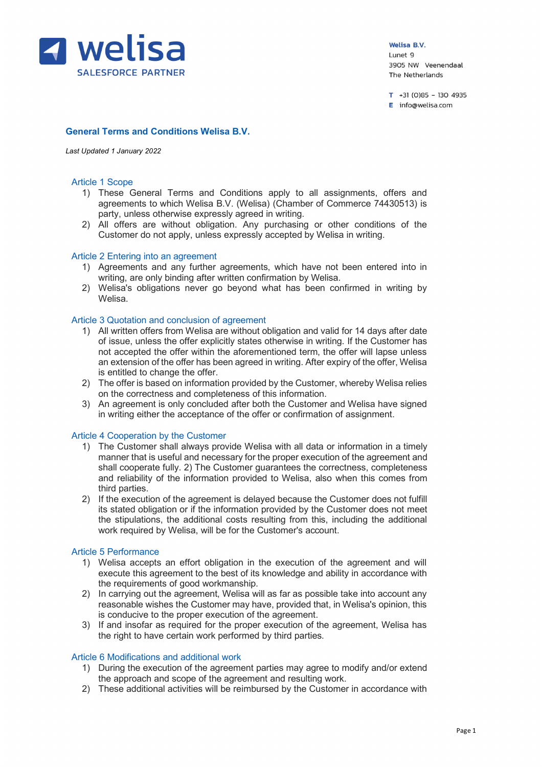welisa
SALESFORCE PARTNER

**Welisa B.V.**
Lunet 9
3905 NW Veenendaal
The Netherlands

T +31 (0)85 – 130 4935
E info@welisa.com

# General Terms and Conditions Welisa B.V.

*Last Updated 1 January 2022*

## Article 1 Scope

1) These General Terms and Conditions apply to all assignments, offers and agreements to which Welisa B.V. (Welisa) (Chamber of Commerce 74430513) is party, unless otherwise expressly agreed in writing.
2) All offers are without obligation. Any purchasing or other conditions of the Customer do not apply, unless expressly accepted by Welisa in writing.

## Article 2 Entering into an agreement

1) Agreements and any further agreements, which have not been entered into in writing, are only binding after written confirmation by Welisa.
2) Welisa's obligations never go beyond what has been confirmed in writing by Welisa.

## Article 3 Quotation and conclusion of agreement

1) All written offers from Welisa are without obligation and valid for 14 days after date of issue, unless the offer explicitly states otherwise in writing. If the Customer has not accepted the offer within the aforementioned term, the offer will lapse unless an extension of the offer has been agreed in writing. After expiry of the offer, Welisa is entitled to change the offer.
2) The offer is based on information provided by the Customer, whereby Welisa relies on the correctness and completeness of this information.
3) An agreement is only concluded after both the Customer and Welisa have signed in writing either the acceptance of the offer or confirmation of assignment.

## Article 4 Cooperation by the Customer

1) The Customer shall always provide Welisa with all data or information in a timely manner that is useful and necessary for the proper execution of the agreement and shall cooperate fully. 2) The Customer guarantees the correctness, completeness and reliability of the information provided to Welisa, also when this comes from third parties.
2) If the execution of the agreement is delayed because the Customer does not fulfill its stated obligation or if the information provided by the Customer does not meet the stipulations, the additional costs resulting from this, including the additional work required by Welisa, will be for the Customer's account.

## Article 5 Performance

1) Welisa accepts an effort obligation in the execution of the agreement and will execute this agreement to the best of its knowledge and ability in accordance with the requirements of good workmanship.
2) In carrying out the agreement, Welisa will as far as possible take into account any reasonable wishes the Customer may have, provided that, in Welisa's opinion, this is conducive to the proper execution of the agreement.
3) If and insofar as required for the proper execution of the agreement, Welisa has the right to have certain work performed by third parties.

## Article 6 Modifications and additional work

1) During the execution of the agreement parties may agree to modify and/or extend the approach and scope of the agreement and resulting work.
2) These additional activities will be reimbursed by the Customer in accordance with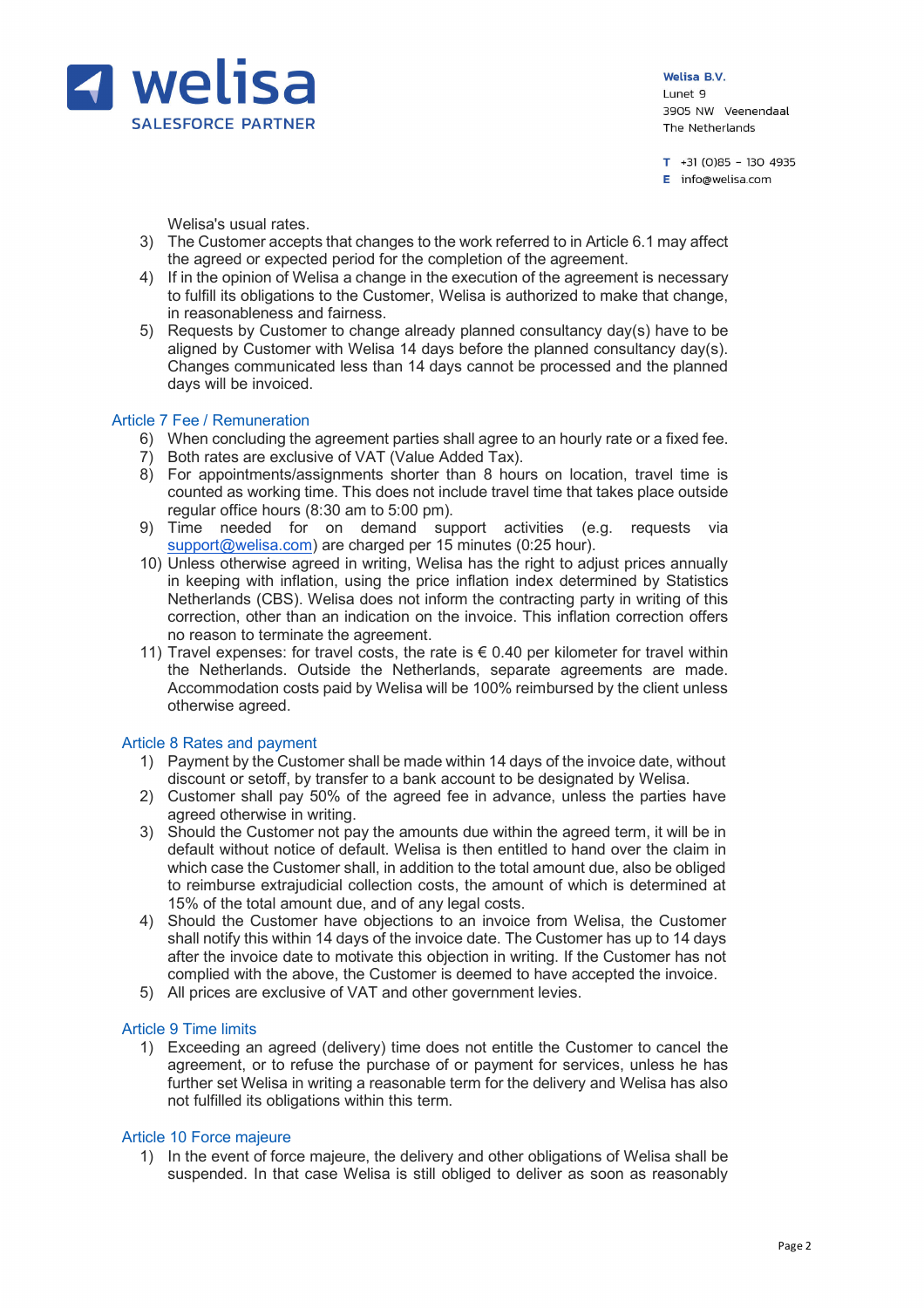Welisa's usual rates.

3) The Customer accepts that changes to the work referred to in Article 6.1 may affect the agreed or expected period for the completion of the agreement.
4) If in the opinion of Welisa a change in the execution of the agreement is necessary to fulfill its obligations to the Customer, Welisa is authorized to make that change, in reasonableness and fairness.
5) Requests by Customer to change already planned consultancy day(s) have to be aligned by Customer with Welisa 14 days before the planned consultancy day(s). Changes communicated less than 14 days cannot be processed and the planned days will be invoiced.

## Article 7 Fee / Remuneration

6) When concluding the agreement parties shall agree to an hourly rate or a fixed fee.
7) Both rates are exclusive of VAT (Value Added Tax).
8) For appointments/assignments shorter than 8 hours on location, travel time is counted as working time. This does not include travel time that takes place outside regular office hours (8:30 am to 5:00 pm).
9) Time needed for on demand support activities (e.g. requests via support@welisa.com) are charged per 15 minutes (0:25 hour).
10) Unless otherwise agreed in writing, Welisa has the right to adjust prices annually in keeping with inflation, using the price inflation index determined by Statistics Netherlands (CBS). Welisa does not inform the contracting party in writing of this correction, other than an indication on the invoice. This inflation correction offers no reason to terminate the agreement.
11) Travel expenses: for travel costs, the rate is € 0.40 per kilometer for travel within the Netherlands. Outside the Netherlands, separate agreements are made. Accommodation costs paid by Welisa will be 100% reimbursed by the client unless otherwise agreed.

## Article 8 Rates and payment

1) Payment by the Customer shall be made within 14 days of the invoice date, without discount or setoff, by transfer to a bank account to be designated by Welisa.
2) Customer shall pay 50% of the agreed fee in advance, unless the parties have agreed otherwise in writing.
3) Should the Customer not pay the amounts due within the agreed term, it will be in default without notice of default. Welisa is then entitled to hand over the claim in which case the Customer shall, in addition to the total amount due, also be obliged to reimburse extrajudicial collection costs, the amount of which is determined at 15% of the total amount due, and of any legal costs.
4) Should the Customer have objections to an invoice from Welisa, the Customer shall notify this within 14 days of the invoice date. The Customer has up to 14 days after the invoice date to motivate this objection in writing. If the Customer has not complied with the above, the Customer is deemed to have accepted the invoice.
5) All prices are exclusive of VAT and other government levies.

## Article 9 Time limits

1) Exceeding an agreed (delivery) time does not entitle the Customer to cancel the agreement, or to refuse the purchase of or payment for services, unless he has further set Welisa in writing a reasonable term for the delivery and Welisa has also not fulfilled its obligations within this term.

## Article 10 Force majeure

1) In the event of force majeure, the delivery and other obligations of Welisa shall be suspended. In that case Welisa is still obliged to deliver as soon as reasonably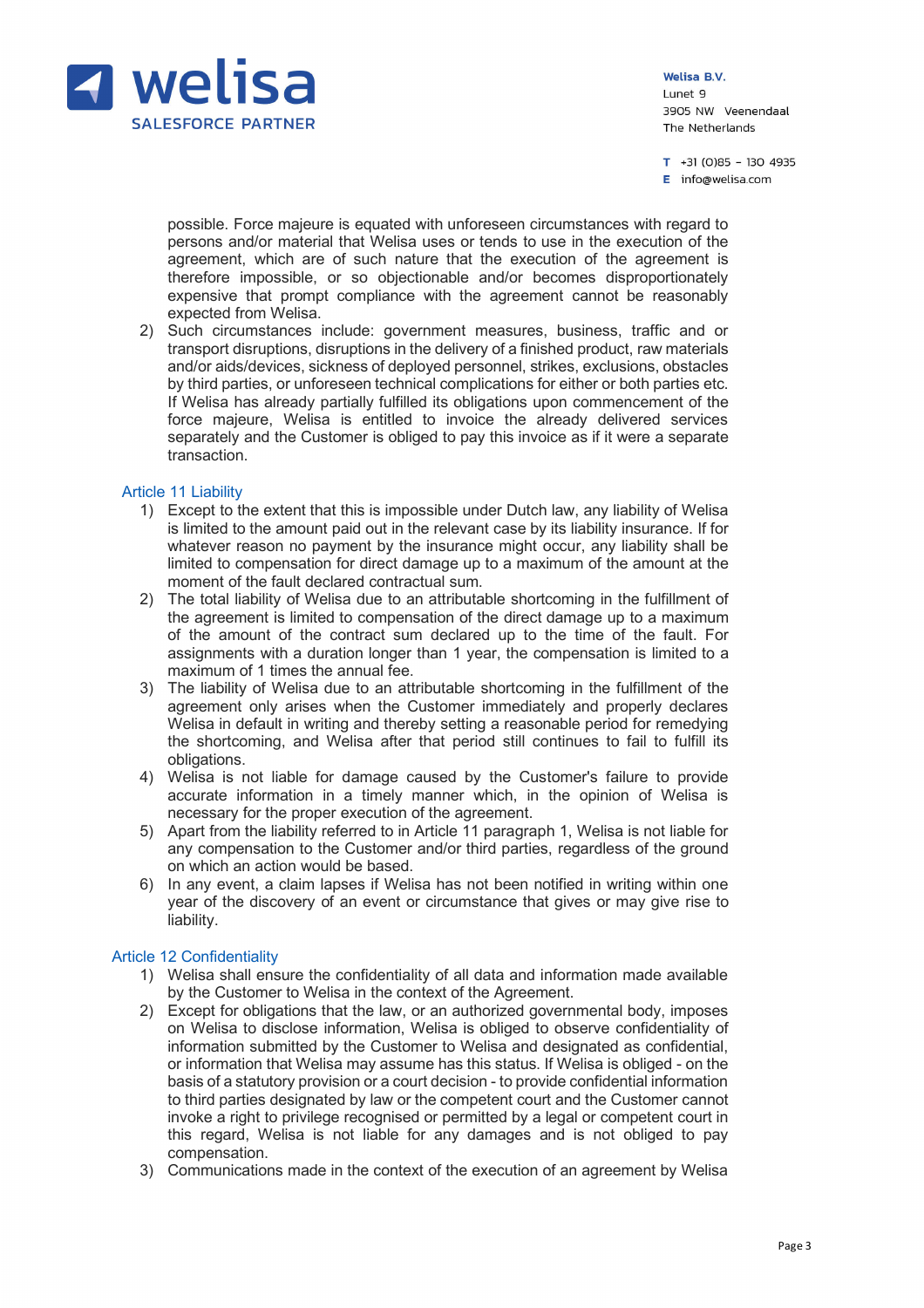possible. Force majeure is equated with unforeseen circumstances with regard to persons and/or material that Welisa uses or tends to use in the execution of the agreement, which are of such nature that the execution of the agreement is therefore impossible, or so objectionable and/or becomes disproportionately expensive that prompt compliance with the agreement cannot be reasonably expected from Welisa.

2) Such circumstances include: government measures, business, traffic and or transport disruptions, disruptions in the delivery of a finished product, raw materials and/or aids/devices, sickness of deployed personnel, strikes, exclusions, obstacles by third parties, or unforeseen technical complications for either or both parties etc. If Welisa has already partially fulfilled its obligations upon commencement of the force majeure, Welisa is entitled to invoice the already delivered services separately and the Customer is obliged to pay this invoice as if it were a separate transaction.

## Article 11 Liability

1) Except to the extent that this is impossible under Dutch law, any liability of Welisa is limited to the amount paid out in the relevant case by its liability insurance. If for whatever reason no payment by the insurance might occur, any liability shall be limited to compensation for direct damage up to a maximum of the amount at the moment of the fault declared contractual sum.
2) The total liability of Welisa due to an attributable shortcoming in the fulfillment of the agreement is limited to compensation of the direct damage up to a maximum of the amount of the contract sum declared up to the time of the fault. For assignments with a duration longer than 1 year, the compensation is limited to a maximum of 1 times the annual fee.
3) The liability of Welisa due to an attributable shortcoming in the fulfillment of the agreement only arises when the Customer immediately and properly declares Welisa in default in writing and thereby setting a reasonable period for remedying the shortcoming, and Welisa after that period still continues to fail to fulfill its obligations.
4) Welisa is not liable for damage caused by the Customer's failure to provide accurate information in a timely manner which, in the opinion of Welisa is necessary for the proper execution of the agreement.
5) Apart from the liability referred to in Article 11 paragraph 1, Welisa is not liable for any compensation to the Customer and/or third parties, regardless of the ground on which an action would be based.
6) In any event, a claim lapses if Welisa has not been notified in writing within one year of the discovery of an event or circumstance that gives or may give rise to liability.

## Article 12 Confidentiality

1) Welisa shall ensure the confidentiality of all data and information made available by the Customer to Welisa in the context of the Agreement.
2) Except for obligations that the law, or an authorized governmental body, imposes on Welisa to disclose information, Welisa is obliged to observe confidentiality of information submitted by the Customer to Welisa and designated as confidential, or information that Welisa may assume has this status. If Welisa is obliged - on the basis of a statutory provision or a court decision - to provide confidential information to third parties designated by law or the competent court and the Customer cannot invoke a right to privilege recognised or permitted by a legal or competent court in this regard, Welisa is not liable for any damages and is not obliged to pay compensation.
3) Communications made in the context of the execution of an agreement by Welisa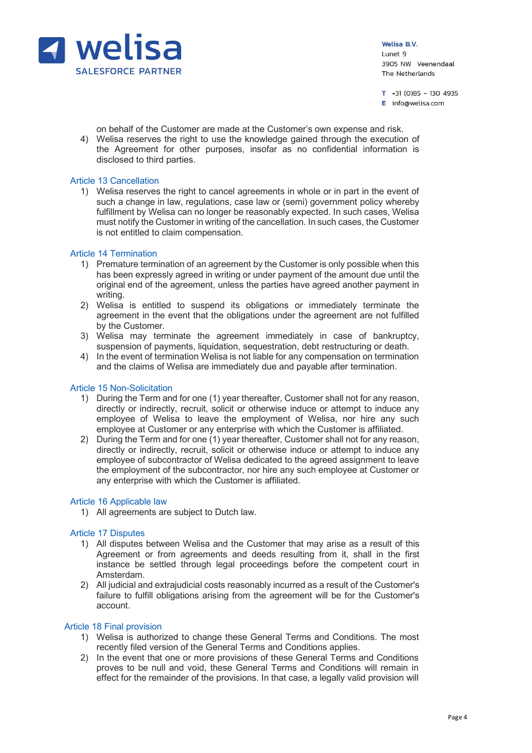on behalf of the Customer are made at the Customer's own expense and risk.

4) Welisa reserves the right to use the knowledge gained through the execution of the Agreement for other purposes, insofar as no confidential information is disclosed to third parties.

## Article 13 Cancellation

1) Welisa reserves the right to cancel agreements in whole or in part in the event of such a change in law, regulations, case law or (semi) government policy whereby fulfillment by Welisa can no longer be reasonably expected. In such cases, Welisa must notify the Customer in writing of the cancellation. In such cases, the Customer is not entitled to claim compensation.

## Article 14 Termination

1) Premature termination of an agreement by the Customer is only possible when this has been expressly agreed in writing or under payment of the amount due until the original end of the agreement, unless the parties have agreed another payment in writing.
2) Welisa is entitled to suspend its obligations or immediately terminate the agreement in the event that the obligations under the agreement are not fulfilled by the Customer.
3) Welisa may terminate the agreement immediately in case of bankruptcy, suspension of payments, liquidation, sequestration, debt restructuring or death.
4) In the event of termination Welisa is not liable for any compensation on termination and the claims of Welisa are immediately due and payable after termination.

## Article 15 Non-Solicitation

1) During the Term and for one (1) year thereafter, Customer shall not for any reason, directly or indirectly, recruit, solicit or otherwise induce or attempt to induce any employee of Welisa to leave the employment of Welisa, nor hire any such employee at Customer or any enterprise with which the Customer is affiliated.
2) During the Term and for one (1) year thereafter, Customer shall not for any reason, directly or indirectly, recruit, solicit or otherwise induce or attempt to induce any employee of subcontractor of Welisa dedicated to the agreed assignment to leave the employment of the subcontractor, nor hire any such employee at Customer or any enterprise with which the Customer is affiliated.

## Article 16 Applicable law

1) All agreements are subject to Dutch law.

## Article 17 Disputes

1) All disputes between Welisa and the Customer that may arise as a result of this Agreement or from agreements and deeds resulting from it, shall in the first instance be settled through legal proceedings before the competent court in Amsterdam.
2) All judicial and extrajudicial costs reasonably incurred as a result of the Customer's failure to fulfill obligations arising from the agreement will be for the Customer's account.

## Article 18 Final provision

1) Welisa is authorized to change these General Terms and Conditions. The most recently filed version of the General Terms and Conditions applies.
2) In the event that one or more provisions of these General Terms and Conditions proves to be null and void, these General Terms and Conditions will remain in effect for the remainder of the provisions. In that case, a legally valid provision will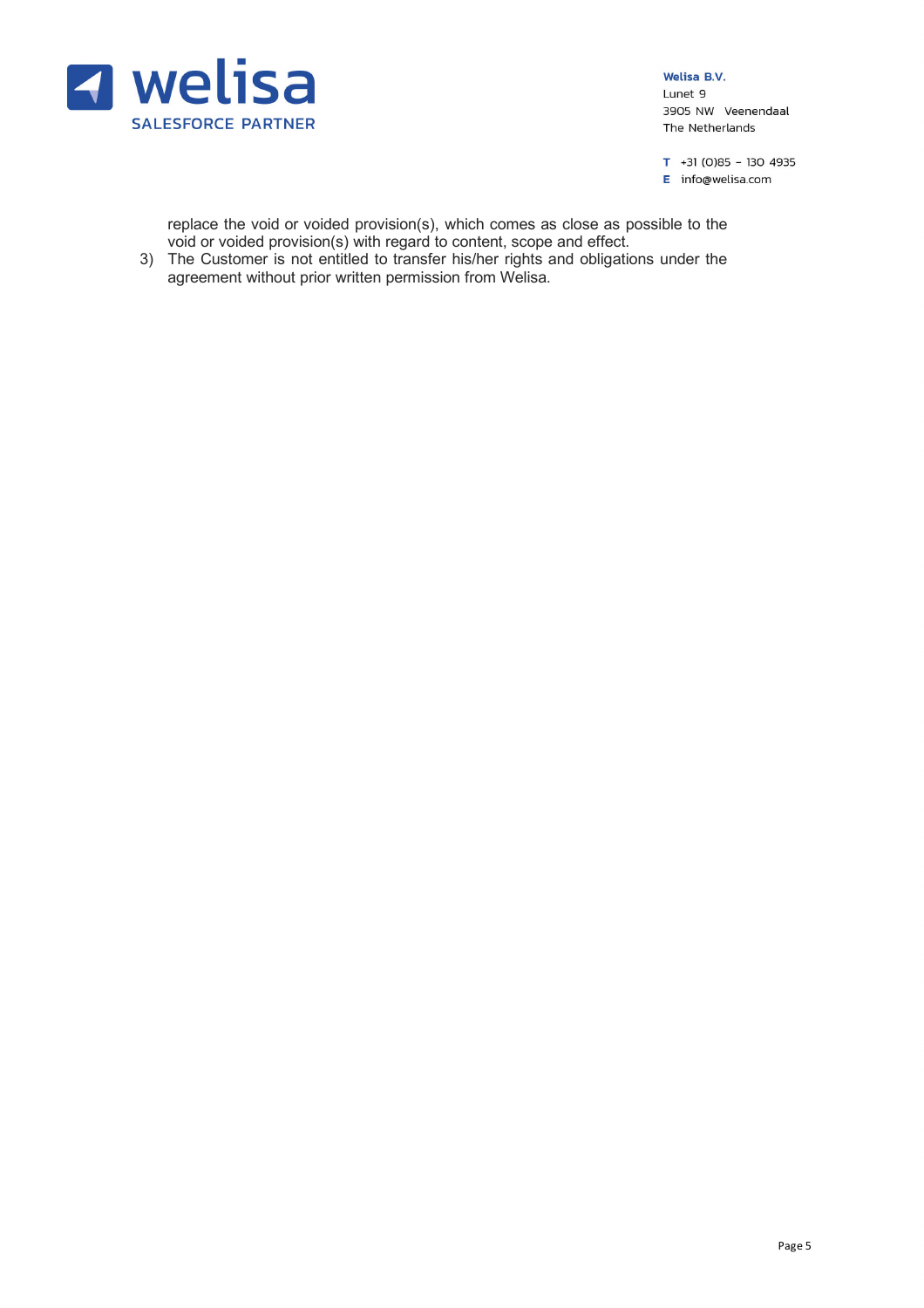replace the void or voided provision(s), which comes as close as possible to the void or voided provision(s) with regard to content, scope and effect.

3) The Customer is not entitled to transfer his/her rights and obligations under the agreement without prior written permission from Welisa.